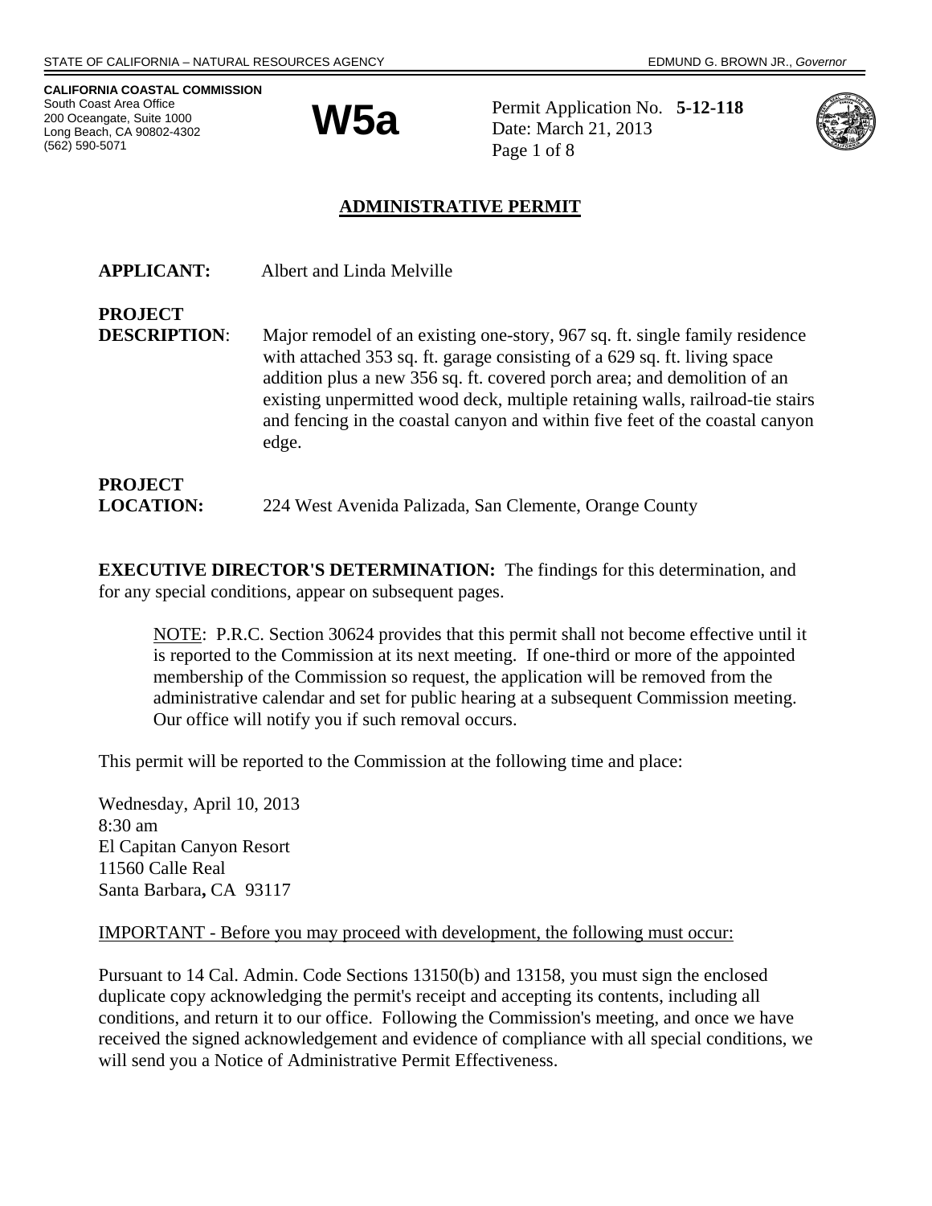STATE OF CALIFORNIA – NATURAL RESOURCES AGENCY EDMUND G. BROWN JR., *Governor*

**CALIFORNIA COASTAL COMMISSION**
South Coast Area Office
200 Oceangate, Suite 1000
Long Beach, CA 90802-4302
(562) 590-5071

# W5a

Permit Application No. **5-12-118**
Date: March 21, 2013
Page 1 of 8

## ADMINISTRATIVE PERMIT

**APPLICANT:** Albert and Linda Melville

**PROJECT DESCRIPTION**: Major remodel of an existing one-story, 967 sq. ft. single family residence with attached 353 sq. ft. garage consisting of a 629 sq. ft. living space addition plus a new 356 sq. ft. covered porch area; and demolition of an existing unpermitted wood deck, multiple retaining walls, railroad-tie stairs and fencing in the coastal canyon and within five feet of the coastal canyon edge.

**PROJECT LOCATION:** 224 West Avenida Palizada, San Clemente, Orange County

**EXECUTIVE DIRECTOR'S DETERMINATION:** The findings for this determination, and for any special conditions, appear on subsequent pages.

> NOTE: P.R.C. Section 30624 provides that this permit shall not become effective until it is reported to the Commission at its next meeting. If one-third or more of the appointed membership of the Commission so request, the application will be removed from the administrative calendar and set for public hearing at a subsequent Commission meeting. Our office will notify you if such removal occurs.

This permit will be reported to the Commission at the following time and place:

Wednesday, April 10, 2013
8:30 am
El Capitan Canyon Resort
11560 Calle Real
Santa Barbara**,** CA 93117

IMPORTANT - Before you may proceed with development, the following must occur:

Pursuant to 14 Cal. Admin. Code Sections 13150(b) and 13158, you must sign the enclosed duplicate copy acknowledging the permit's receipt and accepting its contents, including all conditions, and return it to our office. Following the Commission's meeting, and once we have received the signed acknowledgement and evidence of compliance with all special conditions, we will send you a Notice of Administrative Permit Effectiveness.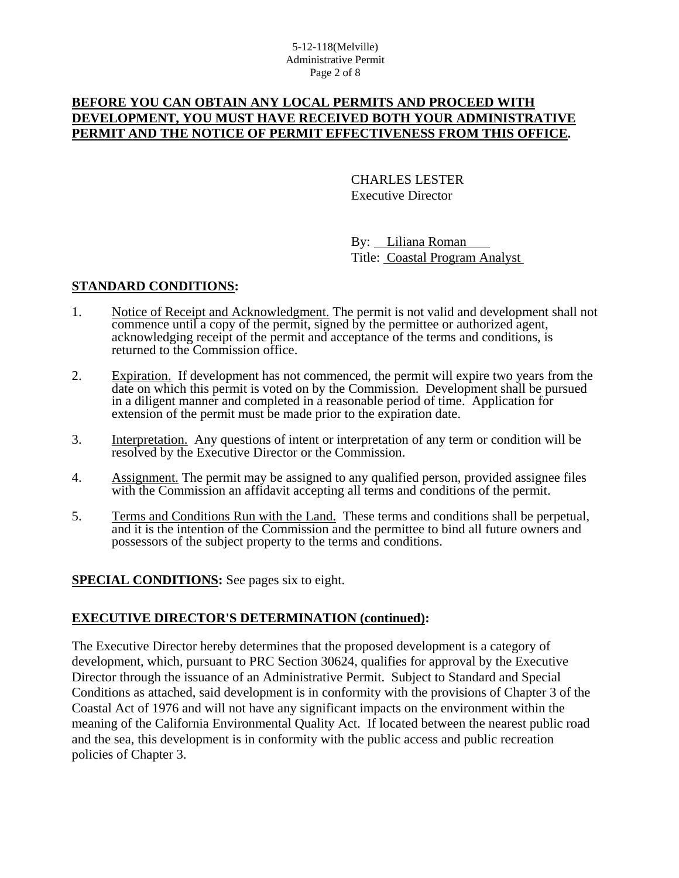**BEFORE YOU CAN OBTAIN ANY LOCAL PERMITS AND PROCEED WITH DEVELOPMENT, YOU MUST HAVE RECEIVED BOTH YOUR ADMINISTRATIVE PERMIT AND THE NOTICE OF PERMIT EFFECTIVENESS FROM THIS OFFICE.**

CHARLES LESTER
Executive Director

By: Liliana Roman
Title: Coastal Program Analyst

## STANDARD CONDITIONS:

1. Notice of Receipt and Acknowledgment. The permit is not valid and development shall not commence until a copy of the permit, signed by the permittee or authorized agent, acknowledging receipt of the permit and acceptance of the terms and conditions, is returned to the Commission office.

2. Expiration. If development has not commenced, the permit will expire two years from the date on which this permit is voted on by the Commission. Development shall be pursued in a diligent manner and completed in a reasonable period of time. Application for extension of the permit must be made prior to the expiration date.

3. Interpretation. Any questions of intent or interpretation of any term or condition will be resolved by the Executive Director or the Commission.

4. Assignment. The permit may be assigned to any qualified person, provided assignee files with the Commission an affidavit accepting all terms and conditions of the permit.

5. Terms and Conditions Run with the Land. These terms and conditions shall be perpetual, and it is the intention of the Commission and the permittee to bind all future owners and possessors of the subject property to the terms and conditions.

**SPECIAL CONDITIONS:** See pages six to eight.

## EXECUTIVE DIRECTOR'S DETERMINATION (continued):

The Executive Director hereby determines that the proposed development is a category of development, which, pursuant to PRC Section 30624, qualifies for approval by the Executive Director through the issuance of an Administrative Permit. Subject to Standard and Special Conditions as attached, said development is in conformity with the provisions of Chapter 3 of the Coastal Act of 1976 and will not have any significant impacts on the environment within the meaning of the California Environmental Quality Act. If located between the nearest public road and the sea, this development is in conformity with the public access and public recreation policies of Chapter 3.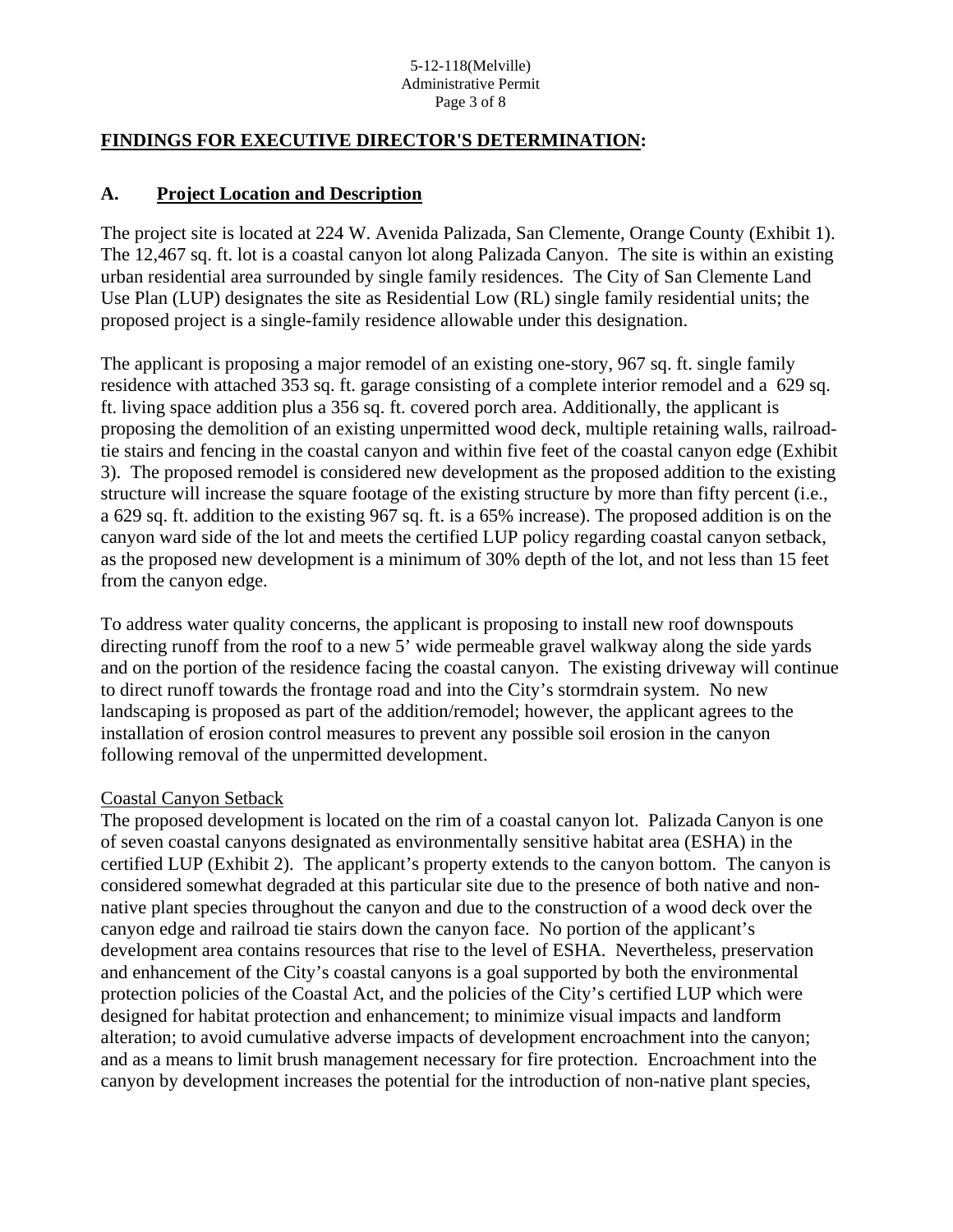## FINDINGS FOR EXECUTIVE DIRECTOR'S DETERMINATION:

### A. Project Location and Description

The project site is located at 224 W. Avenida Palizada, San Clemente, Orange County (Exhibit 1). The 12,467 sq. ft. lot is a coastal canyon lot along Palizada Canyon. The site is within an existing urban residential area surrounded by single family residences. The City of San Clemente Land Use Plan (LUP) designates the site as Residential Low (RL) single family residential units; the proposed project is a single-family residence allowable under this designation.

The applicant is proposing a major remodel of an existing one-story, 967 sq. ft. single family residence with attached 353 sq. ft. garage consisting of a complete interior remodel and a 629 sq. ft. living space addition plus a 356 sq. ft. covered porch area. Additionally, the applicant is proposing the demolition of an existing unpermitted wood deck, multiple retaining walls, railroad-tie stairs and fencing in the coastal canyon and within five feet of the coastal canyon edge (Exhibit 3). The proposed remodel is considered new development as the proposed addition to the existing structure will increase the square footage of the existing structure by more than fifty percent (i.e., a 629 sq. ft. addition to the existing 967 sq. ft. is a 65% increase). The proposed addition is on the canyon ward side of the lot and meets the certified LUP policy regarding coastal canyon setback, as the proposed new development is a minimum of 30% depth of the lot, and not less than 15 feet from the canyon edge.

To address water quality concerns, the applicant is proposing to install new roof downspouts directing runoff from the roof to a new 5' wide permeable gravel walkway along the side yards and on the portion of the residence facing the coastal canyon. The existing driveway will continue to direct runoff towards the frontage road and into the City's stormdrain system. No new landscaping is proposed as part of the addition/remodel; however, the applicant agrees to the installation of erosion control measures to prevent any possible soil erosion in the canyon following removal of the unpermitted development.

#### Coastal Canyon Setback

The proposed development is located on the rim of a coastal canyon lot. Palizada Canyon is one of seven coastal canyons designated as environmentally sensitive habitat area (ESHA) in the certified LUP (Exhibit 2). The applicant's property extends to the canyon bottom. The canyon is considered somewhat degraded at this particular site due to the presence of both native and non-native plant species throughout the canyon and due to the construction of a wood deck over the canyon edge and railroad tie stairs down the canyon face. No portion of the applicant's development area contains resources that rise to the level of ESHA. Nevertheless, preservation and enhancement of the City's coastal canyons is a goal supported by both the environmental protection policies of the Coastal Act, and the policies of the City's certified LUP which were designed for habitat protection and enhancement; to minimize visual impacts and landform alteration; to avoid cumulative adverse impacts of development encroachment into the canyon; and as a means to limit brush management necessary for fire protection. Encroachment into the canyon by development increases the potential for the introduction of non-native plant species,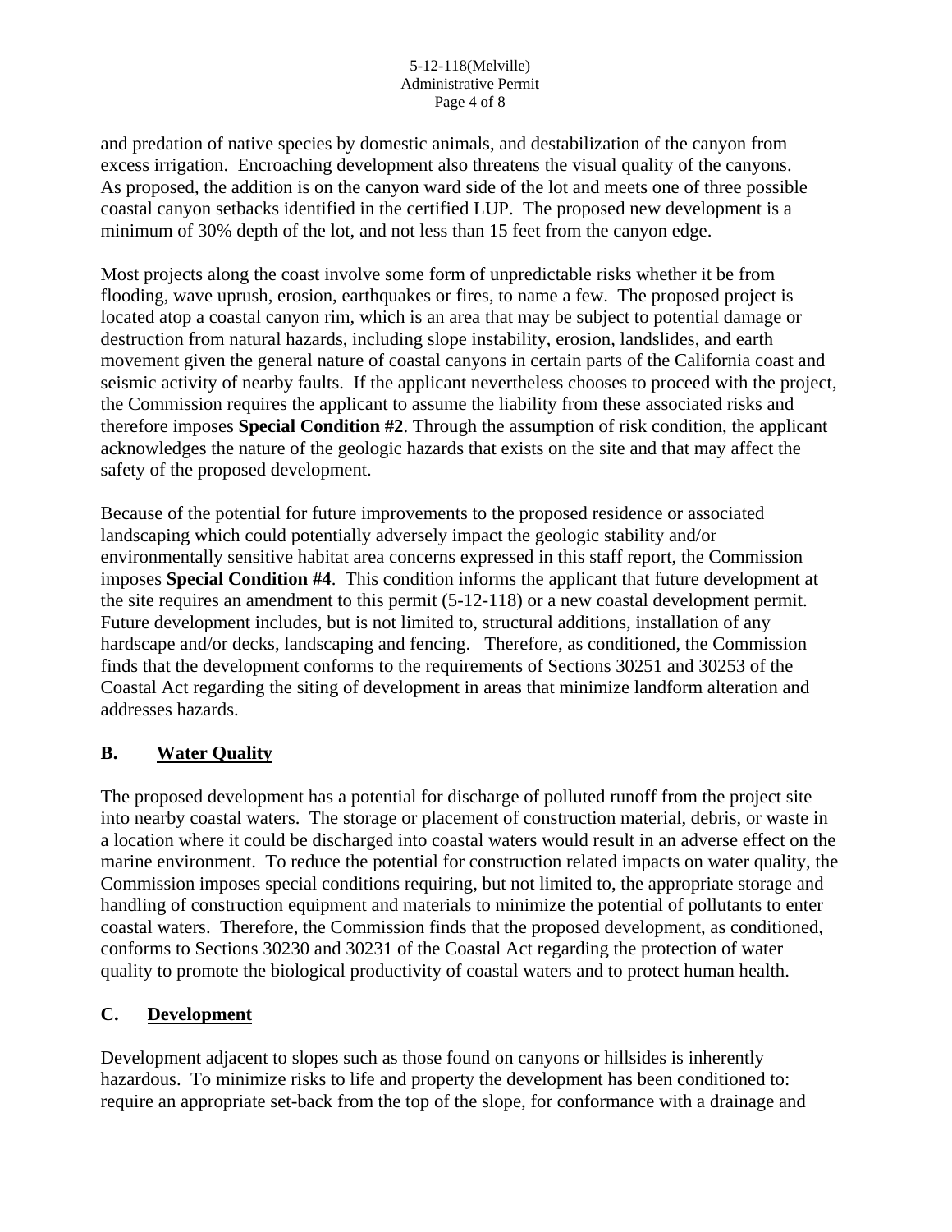and predation of native species by domestic animals, and destabilization of the canyon from excess irrigation. Encroaching development also threatens the visual quality of the canyons. As proposed, the addition is on the canyon ward side of the lot and meets one of three possible coastal canyon setbacks identified in the certified LUP. The proposed new development is a minimum of 30% depth of the lot, and not less than 15 feet from the canyon edge.

Most projects along the coast involve some form of unpredictable risks whether it be from flooding, wave uprush, erosion, earthquakes or fires, to name a few. The proposed project is located atop a coastal canyon rim, which is an area that may be subject to potential damage or destruction from natural hazards, including slope instability, erosion, landslides, and earth movement given the general nature of coastal canyons in certain parts of the California coast and seismic activity of nearby faults. If the applicant nevertheless chooses to proceed with the project, the Commission requires the applicant to assume the liability from these associated risks and therefore imposes **Special Condition #2**. Through the assumption of risk condition, the applicant acknowledges the nature of the geologic hazards that exists on the site and that may affect the safety of the proposed development.

Because of the potential for future improvements to the proposed residence or associated landscaping which could potentially adversely impact the geologic stability and/or environmentally sensitive habitat area concerns expressed in this staff report, the Commission imposes **Special Condition #4**. This condition informs the applicant that future development at the site requires an amendment to this permit (5-12-118) or a new coastal development permit. Future development includes, but is not limited to, structural additions, installation of any hardscape and/or decks, landscaping and fencing. Therefore, as conditioned, the Commission finds that the development conforms to the requirements of Sections 30251 and 30253 of the Coastal Act regarding the siting of development in areas that minimize landform alteration and addresses hazards.

## B. Water Quality

The proposed development has a potential for discharge of polluted runoff from the project site into nearby coastal waters. The storage or placement of construction material, debris, or waste in a location where it could be discharged into coastal waters would result in an adverse effect on the marine environment. To reduce the potential for construction related impacts on water quality, the Commission imposes special conditions requiring, but not limited to, the appropriate storage and handling of construction equipment and materials to minimize the potential of pollutants to enter coastal waters. Therefore, the Commission finds that the proposed development, as conditioned, conforms to Sections 30230 and 30231 of the Coastal Act regarding the protection of water quality to promote the biological productivity of coastal waters and to protect human health.

## C. Development

Development adjacent to slopes such as those found on canyons or hillsides is inherently hazardous. To minimize risks to life and property the development has been conditioned to: require an appropriate set-back from the top of the slope, for conformance with a drainage and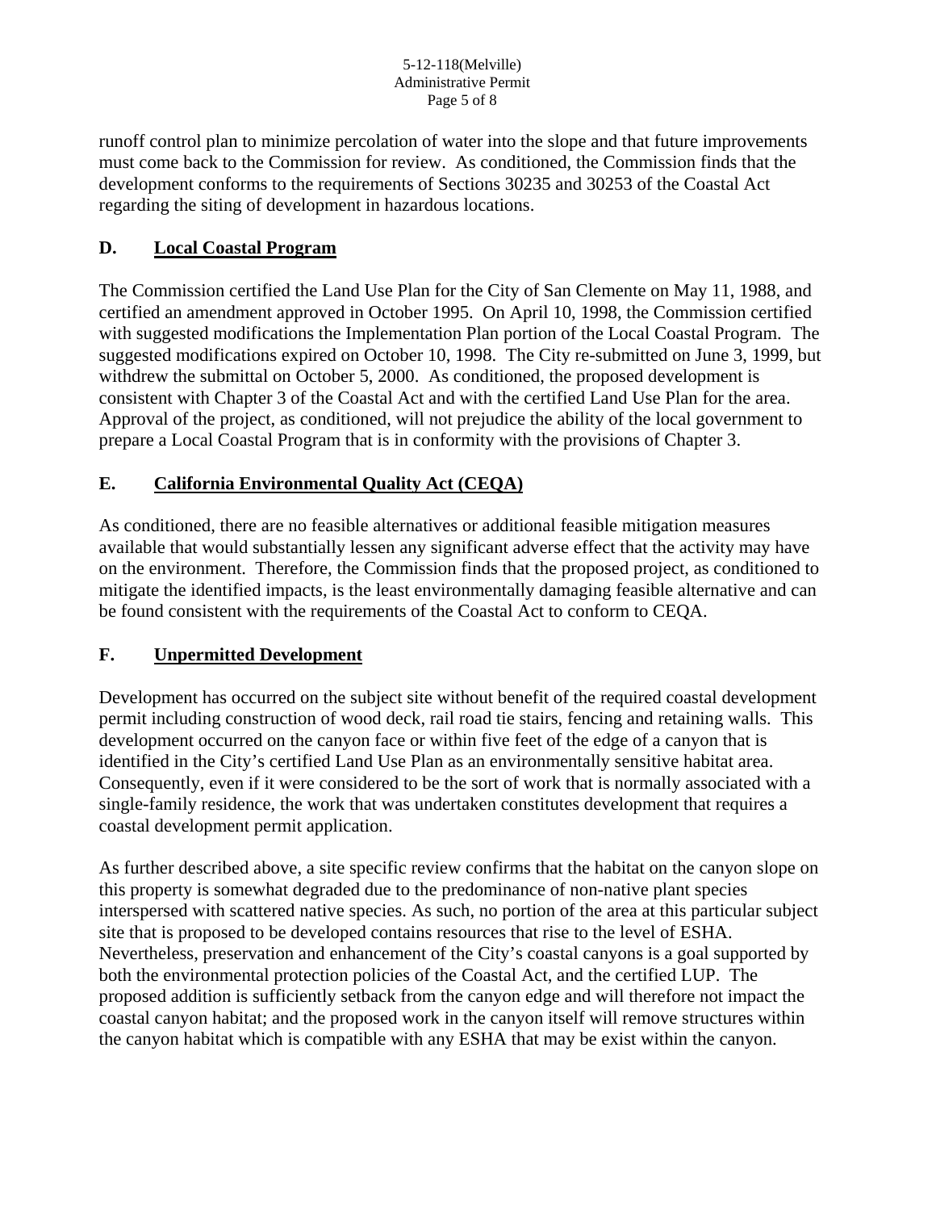runoff control plan to minimize percolation of water into the slope and that future improvements must come back to the Commission for review. As conditioned, the Commission finds that the development conforms to the requirements of Sections 30235 and 30253 of the Coastal Act regarding the siting of development in hazardous locations.

## D. Local Coastal Program

The Commission certified the Land Use Plan for the City of San Clemente on May 11, 1988, and certified an amendment approved in October 1995. On April 10, 1998, the Commission certified with suggested modifications the Implementation Plan portion of the Local Coastal Program. The suggested modifications expired on October 10, 1998. The City re-submitted on June 3, 1999, but withdrew the submittal on October 5, 2000. As conditioned, the proposed development is consistent with Chapter 3 of the Coastal Act and with the certified Land Use Plan for the area. Approval of the project, as conditioned, will not prejudice the ability of the local government to prepare a Local Coastal Program that is in conformity with the provisions of Chapter 3.

## E. California Environmental Quality Act (CEQA)

As conditioned, there are no feasible alternatives or additional feasible mitigation measures available that would substantially lessen any significant adverse effect that the activity may have on the environment. Therefore, the Commission finds that the proposed project, as conditioned to mitigate the identified impacts, is the least environmentally damaging feasible alternative and can be found consistent with the requirements of the Coastal Act to conform to CEQA.

## F. Unpermitted Development

Development has occurred on the subject site without benefit of the required coastal development permit including construction of wood deck, rail road tie stairs, fencing and retaining walls. This development occurred on the canyon face or within five feet of the edge of a canyon that is identified in the City's certified Land Use Plan as an environmentally sensitive habitat area. Consequently, even if it were considered to be the sort of work that is normally associated with a single-family residence, the work that was undertaken constitutes development that requires a coastal development permit application.

As further described above, a site specific review confirms that the habitat on the canyon slope on this property is somewhat degraded due to the predominance of non-native plant species interspersed with scattered native species. As such, no portion of the area at this particular subject site that is proposed to be developed contains resources that rise to the level of ESHA. Nevertheless, preservation and enhancement of the City's coastal canyons is a goal supported by both the environmental protection policies of the Coastal Act, and the certified LUP. The proposed addition is sufficiently setback from the canyon edge and will therefore not impact the coastal canyon habitat; and the proposed work in the canyon itself will remove structures within the canyon habitat which is compatible with any ESHA that may be exist within the canyon.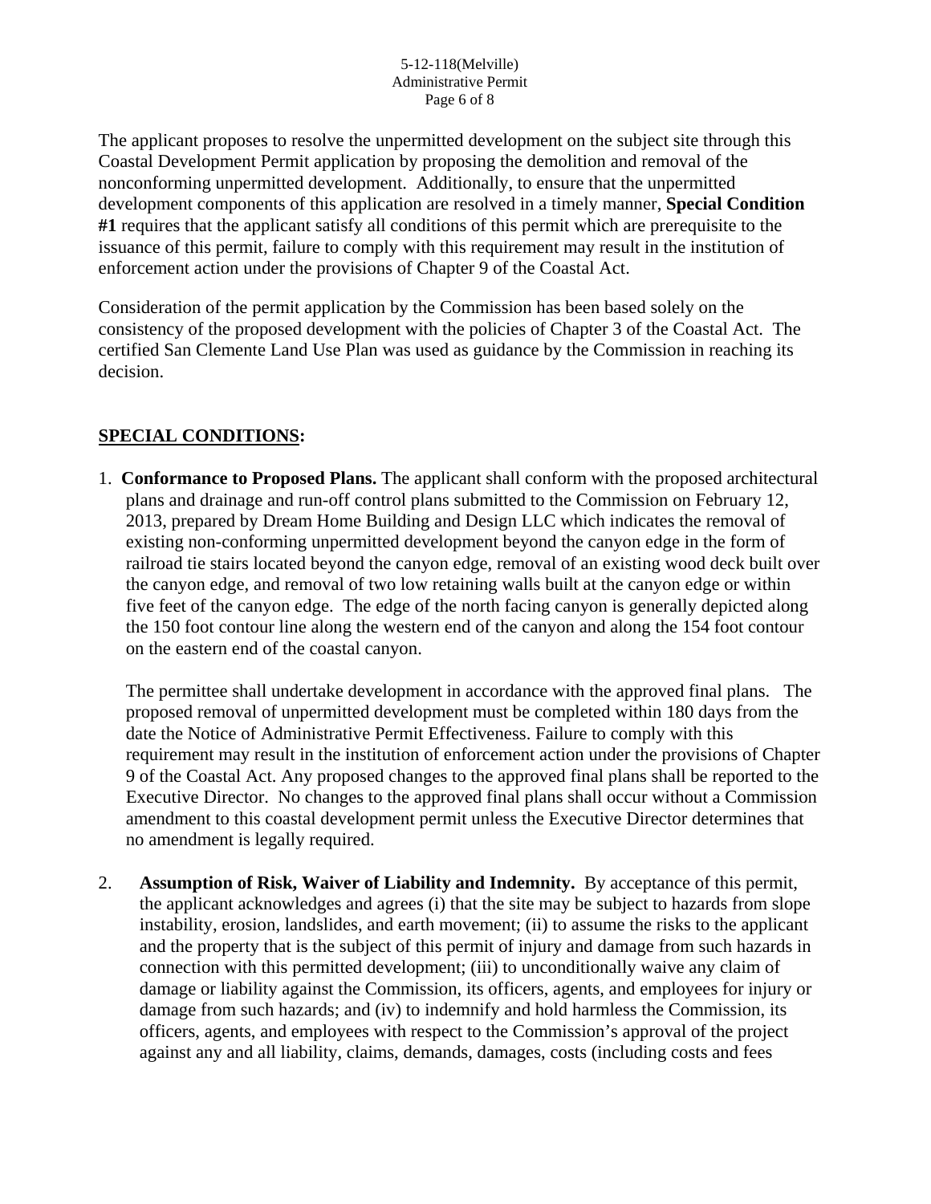The applicant proposes to resolve the unpermitted development on the subject site through this Coastal Development Permit application by proposing the demolition and removal of the nonconforming unpermitted development. Additionally, to ensure that the unpermitted development components of this application are resolved in a timely manner, **Special Condition #1** requires that the applicant satisfy all conditions of this permit which are prerequisite to the issuance of this permit, failure to comply with this requirement may result in the institution of enforcement action under the provisions of Chapter 9 of the Coastal Act.

Consideration of the permit application by the Commission has been based solely on the consistency of the proposed development with the policies of Chapter 3 of the Coastal Act. The certified San Clemente Land Use Plan was used as guidance by the Commission in reaching its decision.

## **SPECIAL CONDITIONS:**

1. **Conformance to Proposed Plans.** The applicant shall conform with the proposed architectural plans and drainage and run-off control plans submitted to the Commission on February 12, 2013, prepared by Dream Home Building and Design LLC which indicates the removal of existing non-conforming unpermitted development beyond the canyon edge in the form of railroad tie stairs located beyond the canyon edge, removal of an existing wood deck built over the canyon edge, and removal of two low retaining walls built at the canyon edge or within five feet of the canyon edge. The edge of the north facing canyon is generally depicted along the 150 foot contour line along the western end of the canyon and along the 154 foot contour on the eastern end of the coastal canyon.

   The permittee shall undertake development in accordance with the approved final plans. The proposed removal of unpermitted development must be completed within 180 days from the date the Notice of Administrative Permit Effectiveness. Failure to comply with this requirement may result in the institution of enforcement action under the provisions of Chapter 9 of the Coastal Act. Any proposed changes to the approved final plans shall be reported to the Executive Director. No changes to the approved final plans shall occur without a Commission amendment to this coastal development permit unless the Executive Director determines that no amendment is legally required.

2. **Assumption of Risk, Waiver of Liability and Indemnity.** By acceptance of this permit, the applicant acknowledges and agrees (i) that the site may be subject to hazards from slope instability, erosion, landslides, and earth movement; (ii) to assume the risks to the applicant and the property that is the subject of this permit of injury and damage from such hazards in connection with this permitted development; (iii) to unconditionally waive any claim of damage or liability against the Commission, its officers, agents, and employees for injury or damage from such hazards; and (iv) to indemnify and hold harmless the Commission, its officers, agents, and employees with respect to the Commission's approval of the project against any and all liability, claims, demands, damages, costs (including costs and fees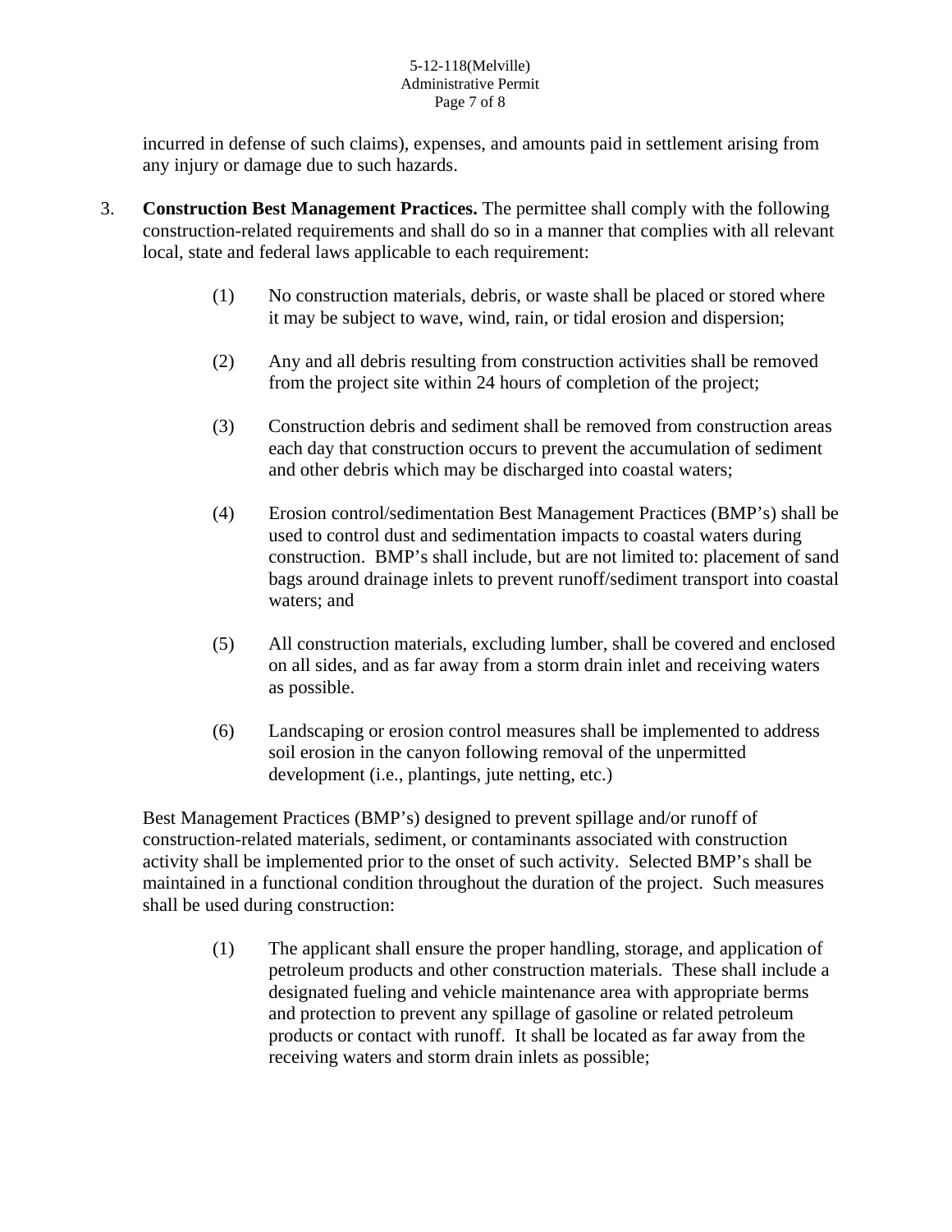incurred in defense of such claims), expenses, and amounts paid in settlement arising from any injury or damage due to such hazards.

3. **Construction Best Management Practices.** The permittee shall comply with the following construction-related requirements and shall do so in a manner that complies with all relevant local, state and federal laws applicable to each requirement:

   (1) No construction materials, debris, or waste shall be placed or stored where it may be subject to wave, wind, rain, or tidal erosion and dispersion;

   (2) Any and all debris resulting from construction activities shall be removed from the project site within 24 hours of completion of the project;

   (3) Construction debris and sediment shall be removed from construction areas each day that construction occurs to prevent the accumulation of sediment and other debris which may be discharged into coastal waters;

   (4) Erosion control/sedimentation Best Management Practices (BMP's) shall be used to control dust and sedimentation impacts to coastal waters during construction. BMP's shall include, but are not limited to: placement of sand bags around drainage inlets to prevent runoff/sediment transport into coastal waters; and

   (5) All construction materials, excluding lumber, shall be covered and enclosed on all sides, and as far away from a storm drain inlet and receiving waters as possible.

   (6) Landscaping or erosion control measures shall be implemented to address soil erosion in the canyon following removal of the unpermitted development (i.e., plantings, jute netting, etc.)

   Best Management Practices (BMP's) designed to prevent spillage and/or runoff of construction-related materials, sediment, or contaminants associated with construction activity shall be implemented prior to the onset of such activity. Selected BMP's shall be maintained in a functional condition throughout the duration of the project. Such measures shall be used during construction:

   (1) The applicant shall ensure the proper handling, storage, and application of petroleum products and other construction materials. These shall include a designated fueling and vehicle maintenance area with appropriate berms and protection to prevent any spillage of gasoline or related petroleum products or contact with runoff. It shall be located as far away from the receiving waters and storm drain inlets as possible;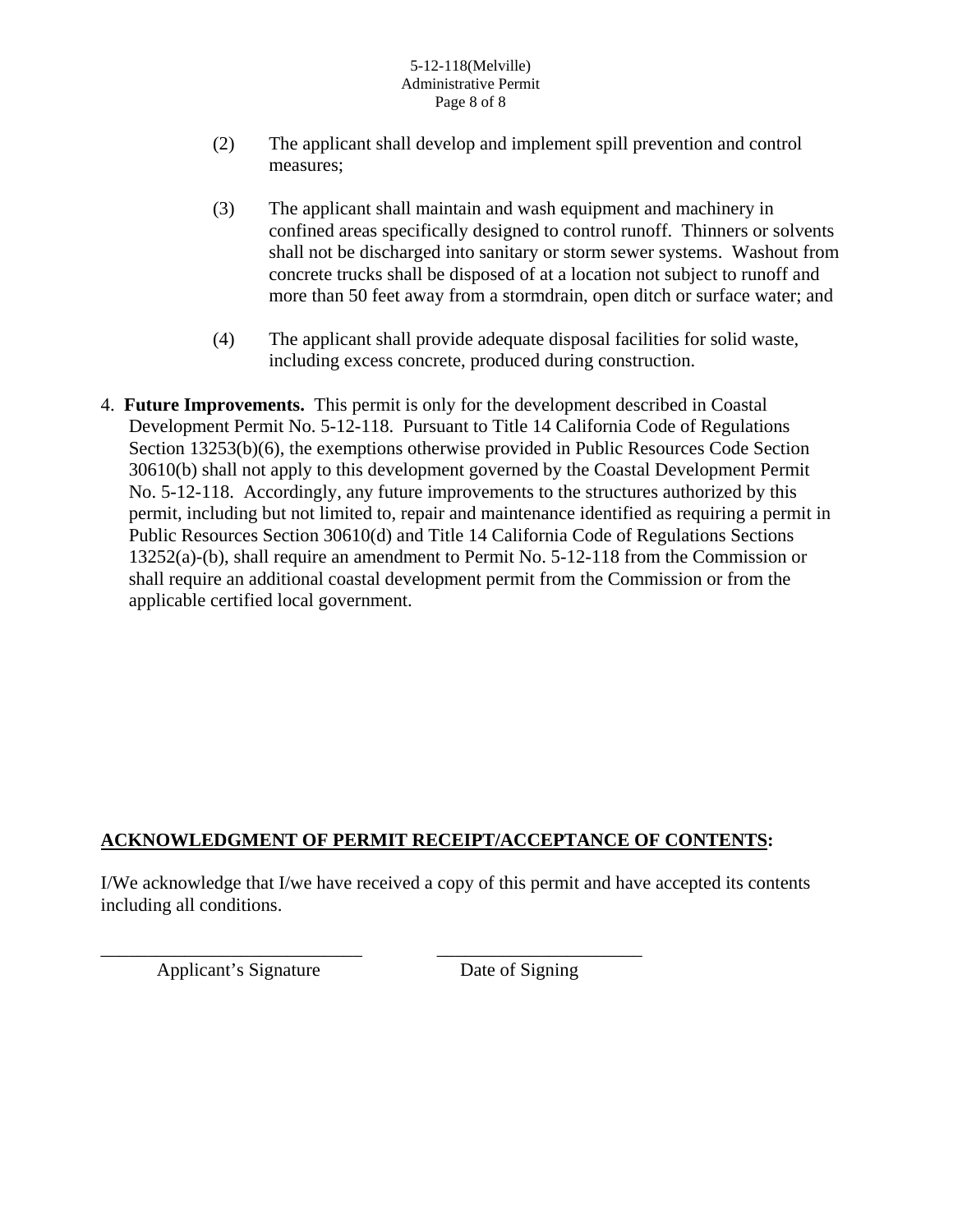(2) The applicant shall develop and implement spill prevention and control measures;

(3) The applicant shall maintain and wash equipment and machinery in confined areas specifically designed to control runoff. Thinners or solvents shall not be discharged into sanitary or storm sewer systems. Washout from concrete trucks shall be disposed of at a location not subject to runoff and more than 50 feet away from a stormdrain, open ditch or surface water; and

(4) The applicant shall provide adequate disposal facilities for solid waste, including excess concrete, produced during construction.

4. **Future Improvements.** This permit is only for the development described in Coastal Development Permit No. 5-12-118. Pursuant to Title 14 California Code of Regulations Section 13253(b)(6), the exemptions otherwise provided in Public Resources Code Section 30610(b) shall not apply to this development governed by the Coastal Development Permit No. 5-12-118. Accordingly, any future improvements to the structures authorized by this permit, including but not limited to, repair and maintenance identified as requiring a permit in Public Resources Section 30610(d) and Title 14 California Code of Regulations Sections 13252(a)-(b), shall require an amendment to Permit No. 5-12-118 from the Commission or shall require an additional coastal development permit from the Commission or from the applicable certified local government.

**ACKNOWLEDGMENT OF PERMIT RECEIPT/ACCEPTANCE OF CONTENTS:**

I/We acknowledge that I/we have received a copy of this permit and have accepted its contents including all conditions.

\_\_\_\_\_\_\_\_\_\_\_\_\_\_\_\_\_\_\_\_\_\_\_\_\_\_\_\_ \_\_\_\_\_\_\_\_\_\_\_\_\_\_\_\_\_\_\_\_\_\_

Applicant's Signature Date of Signing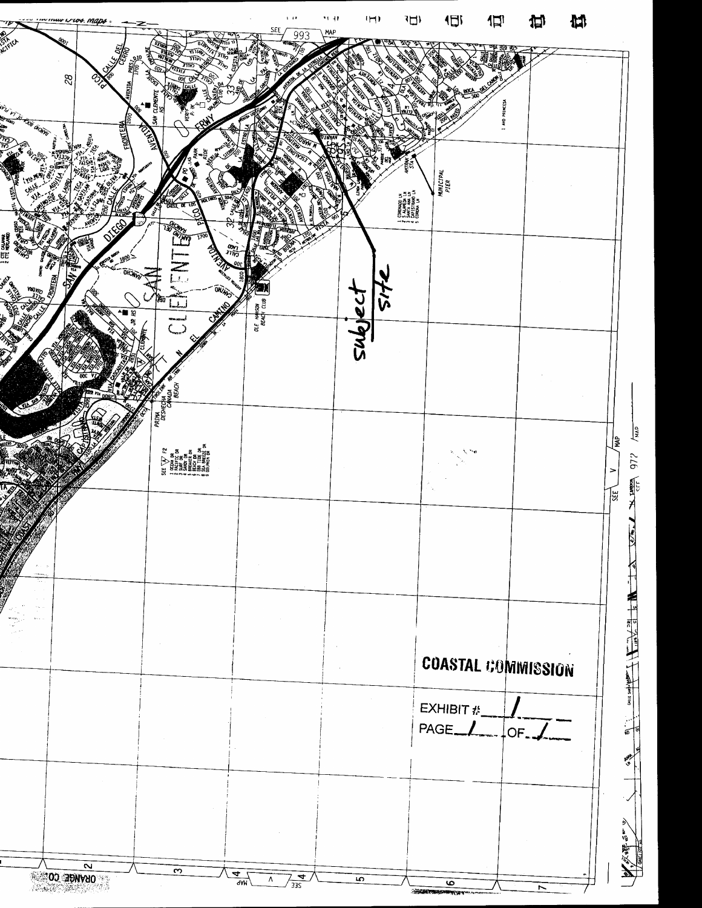subject site

**COASTAL COMMISSION**

EXHIBIT #: 1

PAGE 1 OF 1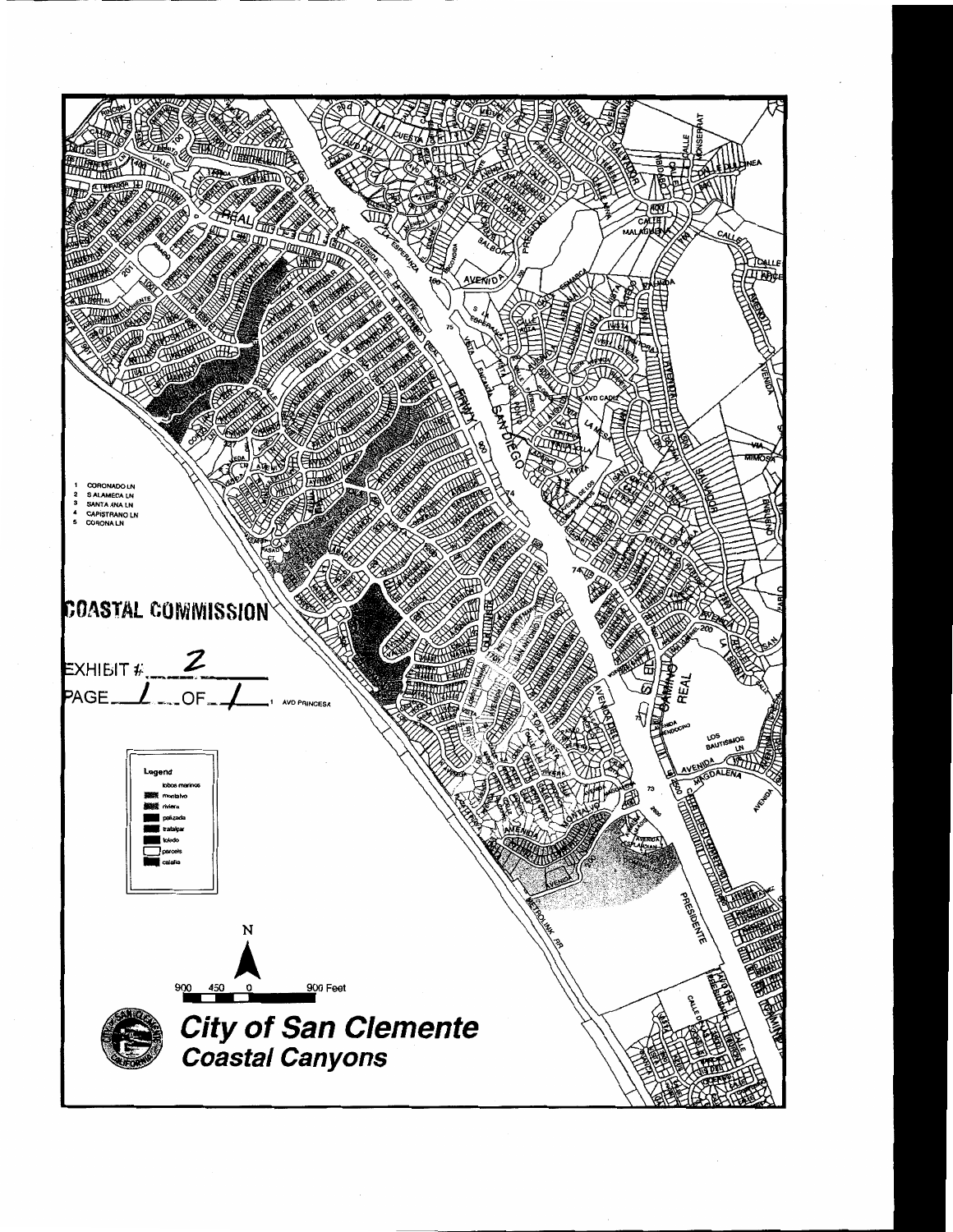COASTAL COMMISSION

EXHIBIT #: 2

PAGE 1 OF 1

1 CORONADO LN
2 S ALAMEDA LN
3 SANTA ANA LN
4 CAPISTRANO LN
5 CORONA LN

Legend
- lobos marinos
- montalvo
- riviera
- palizada
- trafalgar
- toledo
- parcels
- calafia

N

900 450 0 900 Feet

**City of San Clemente**
**Coastal Canyons**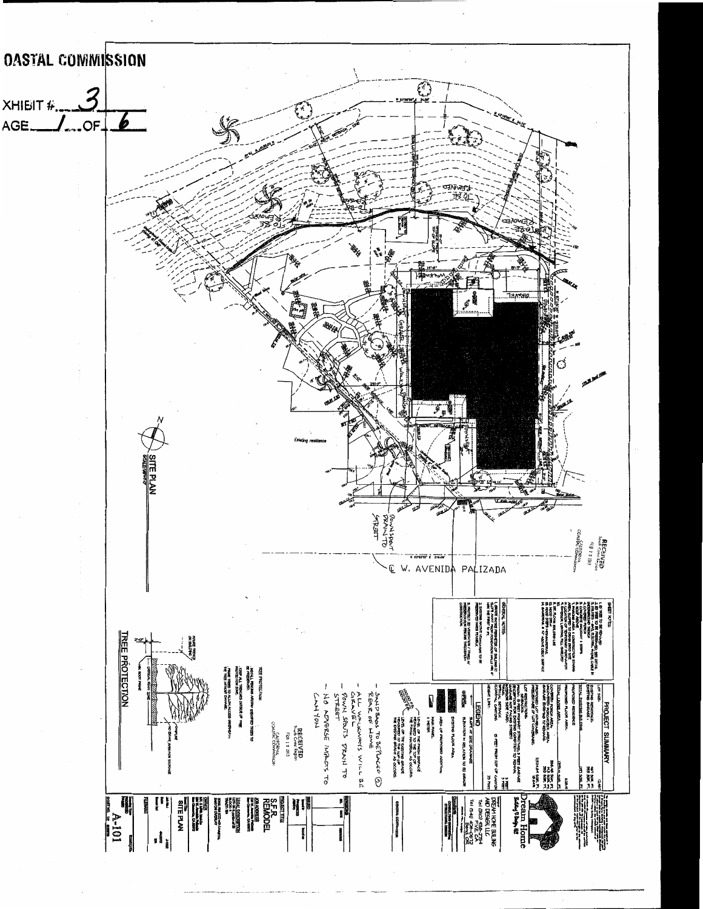COASTAL COMMISSION

EXHIBIT #: 3

PAGE 1 OF 6

SITE PLAN

Existing residence

TO BE REMOVED

GRAVEL

DOWNSPOUT DRAIN TO STREET

℄ W. AVENIDA PALIZADA

RECEIVED
South Coast Region
FEB 12 2013
CALIFORNIA COASTAL COMMISSION

## GENERAL NOTES

## PROJECT SUMMARY

## LEGEND

- SANDBAGS TO BE PLACED @ REAR OF HOME
- ALL WALKWAYS WILL BE GRAVEL
- DOWNSPOUTS DRAIN TO STREET
- NO ADVERSE IMPACTS TO CANYON

RECEIVED
South Coast Region
FEB 12 2013
CALIFORNIA COASTAL COMMISSION

TREE PROTECTION

Dream Home Building & Design, Inc

DREAM HOME BUILDING AND DESIGN, LLC

PROJECT TITLE: S.F.R. REMODEL

SITE PLAN

A-101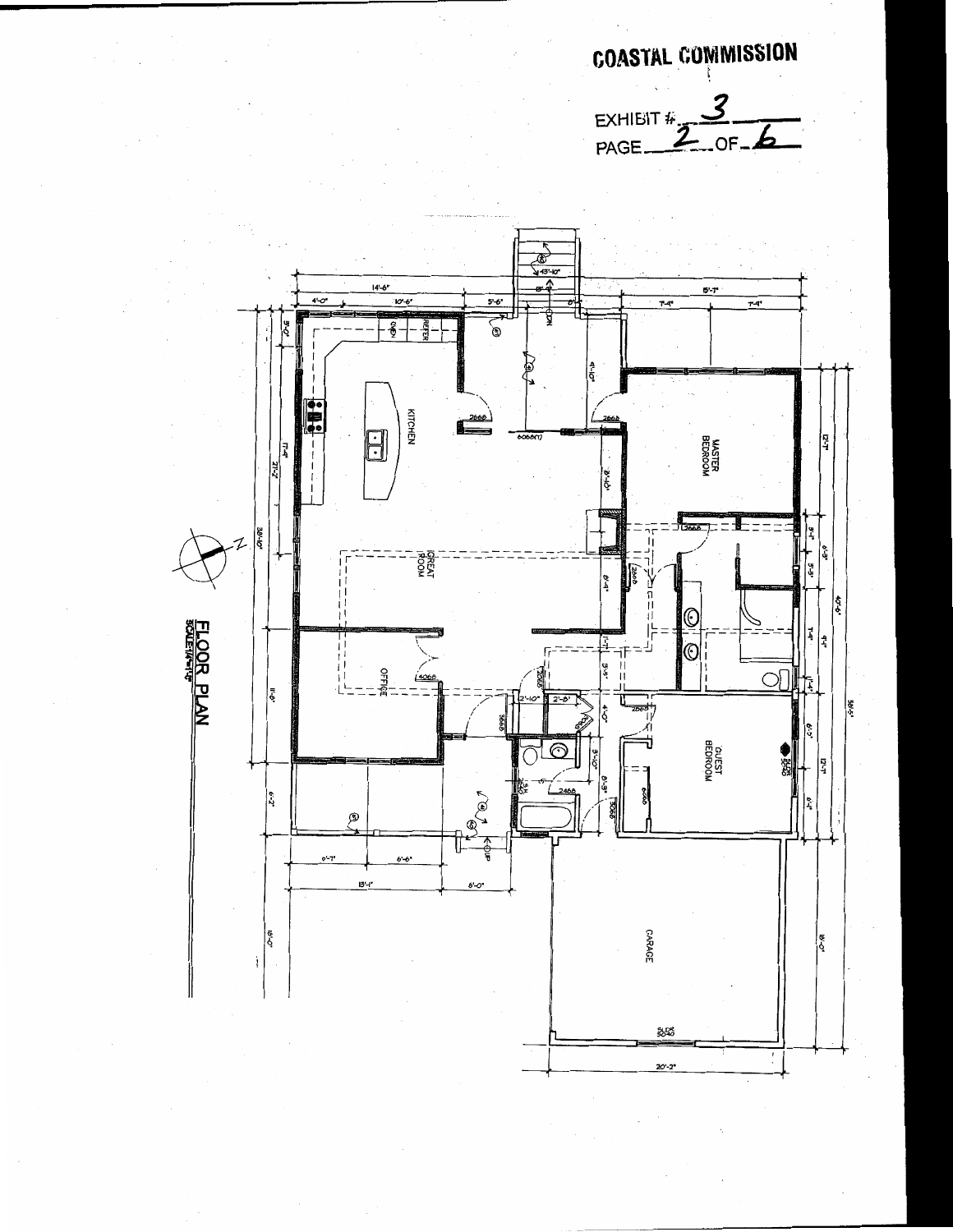**COASTAL COMMISSION**

EXHIBIT # 3
PAGE 2 OF 6

KITCHEN

GREAT ROOM

OFFICE

MASTER BEDROOM

GUEST BEDROOM

GARAGE

## FLOOR PLAN

SCALE: 1/4"=1'-0"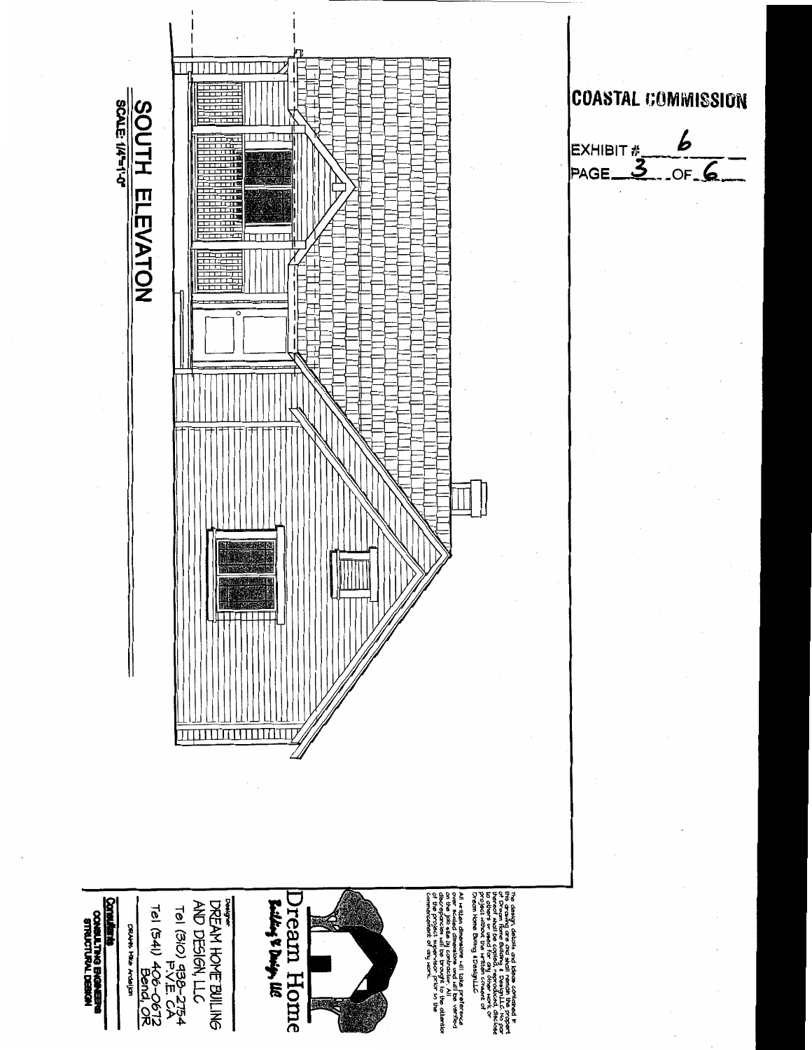**COASTAL COMMISSION**

EXHIBIT # 6

PAGE 3 OF 6

# SOUTH ELEVATON

SCALE: 1/4"=1'-0"

The design, details and ideas contained in this drawing are and shall remain the property of Dream Home Building & Design LLC. No part thereof shall be copied, reproduced, disclosed to others or used in connection with any other work or project without the written consent of Dream Home Building & Design LLC

All written dimensions will take preference over scaled dimensions and will be verified on the job site by contractor. All discrepancies will be brought to the attention of the project supervisor prior to the commencement of any work.

Dream Home
Building & Design, LLC

Designer
DREAM HOME BUILING
AND DESIGN, LLC
Tel (310) 938-2754
P.V.E. CA
Tel (541) 406-0672
Bend, OR

DRAWN: Mike Ardeljan

Consultants
CONSULTING ENGINEERS
STRUCTURAL DESIGN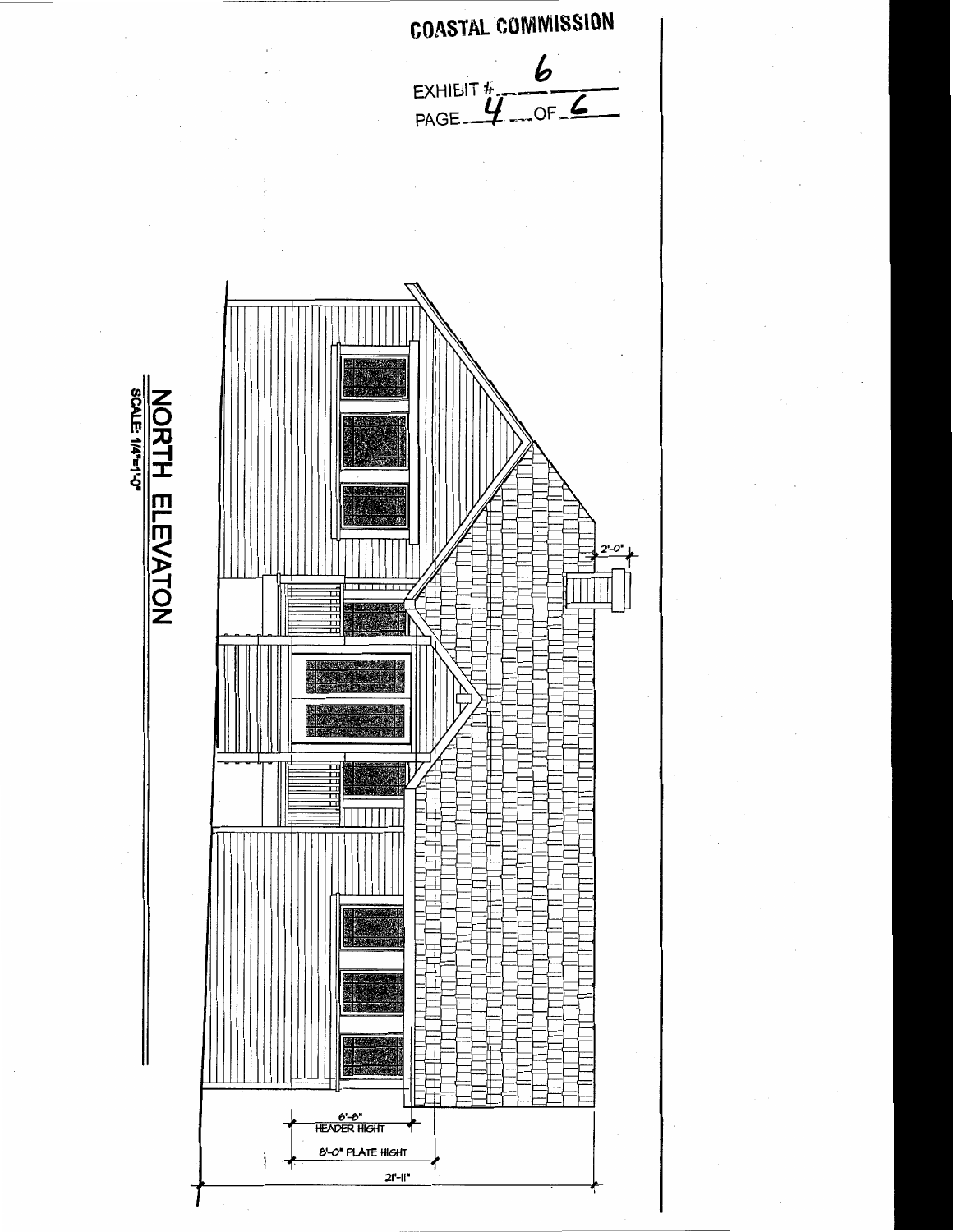COASTAL COMMISSION

EXHIBIT # 6

PAGE 4 OF 6

## NORTH ELEVATON

SCALE: 1/4"=1'-0"

2'-0"

6'-8" HEADER HIGHT

8'-0" PLATE HIGHT

21'-11"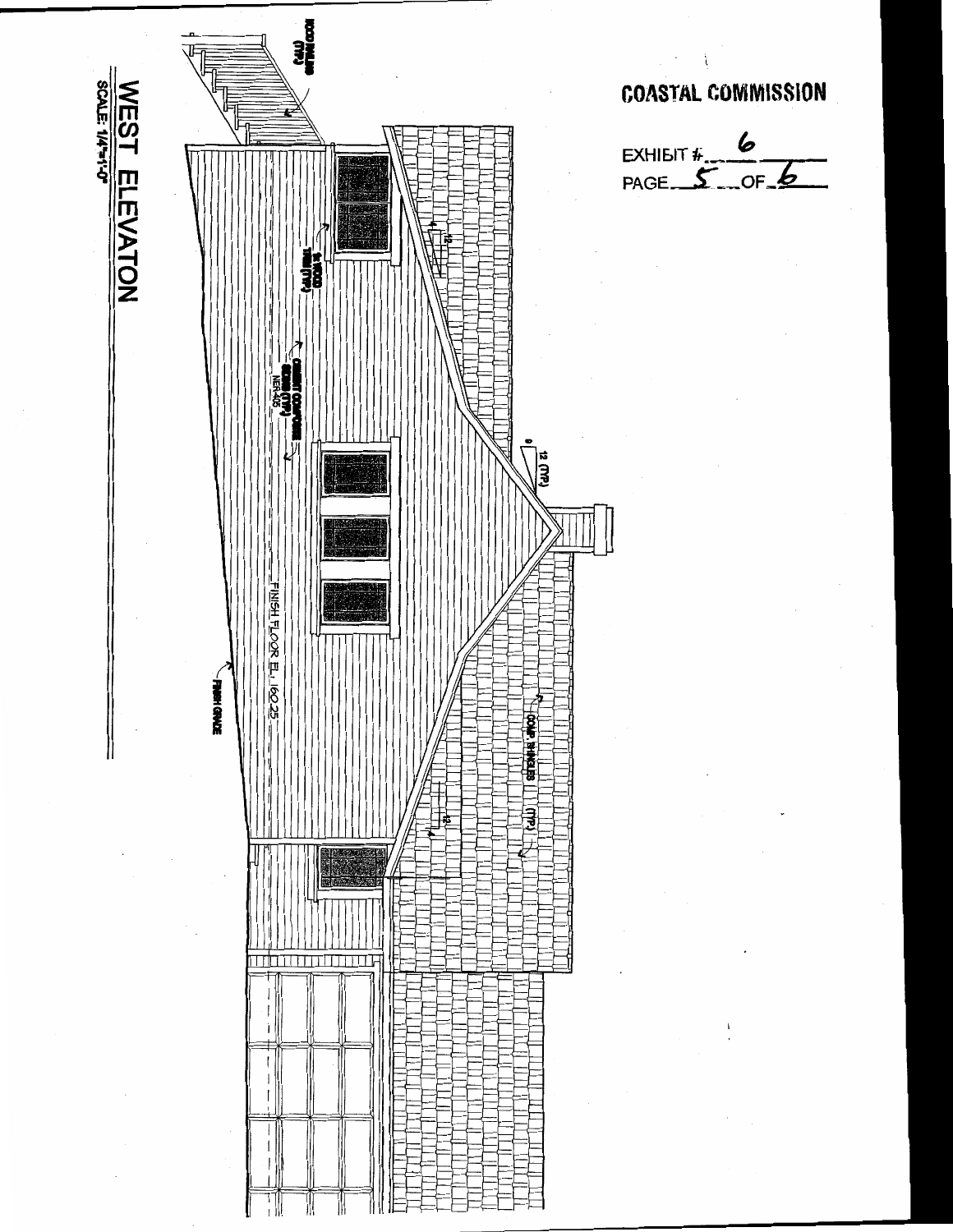**COASTAL COMMISSION**

EXHIBIT # 6

PAGE 5 OF 6

WOOD RAILING (TYP.)

1x WOOD TRIM (TYP.)

CEMENT COMPOSITE SIDING (TYP.) NER-405

FINISH FLOOR EL. 160.25

FINISH GRADE

COMP. SHINGLES (TYP.)

12 (TYP.)

## WEST ELEVATON

SCALE: 1/4"=1'-0"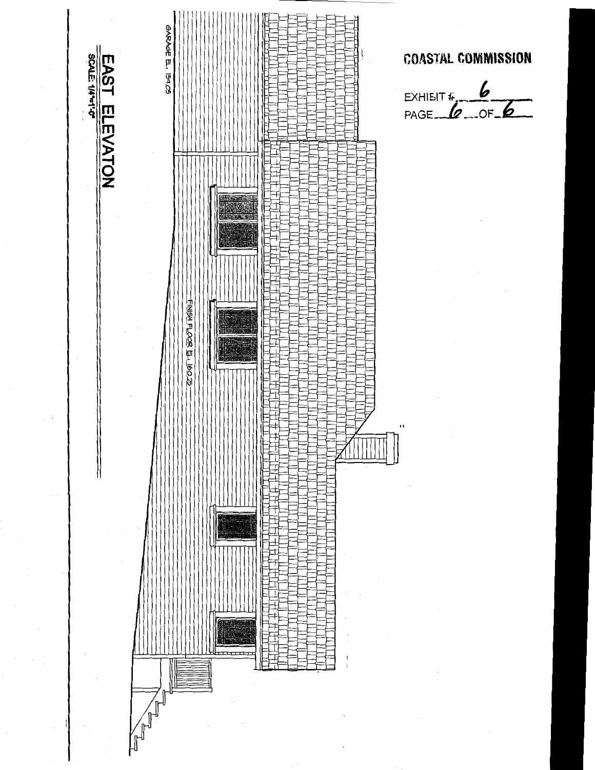COASTAL COMMISSION

EXHIBIT # 6

PAGE 6 OF 6

GARAGE EL. 159.05

FINISH FLOOR EL. 160.25

EAST ELEVATON

SCALE: 1/4"=1'-0"